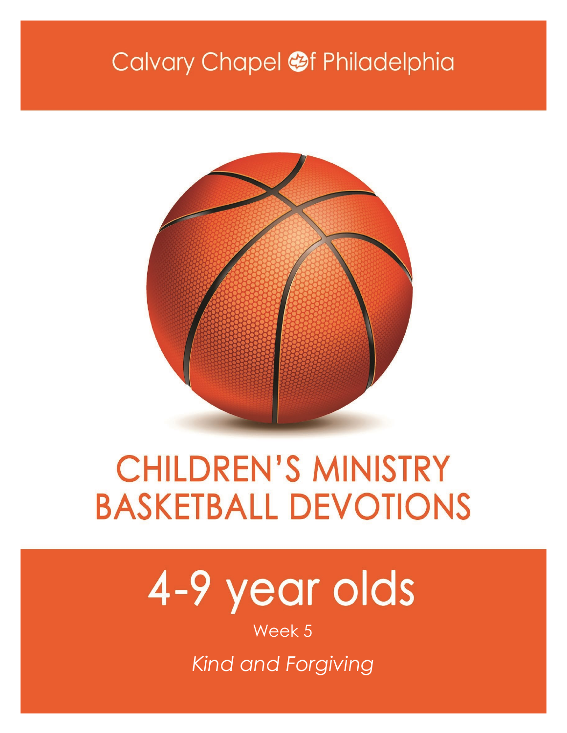Calvary Chapel of Philadelphia

# CHILDREN'S MINISTRY BASKETBALL DEVOTIONS

## 4-9 year olds

Week 5

*Kind and Forgiving*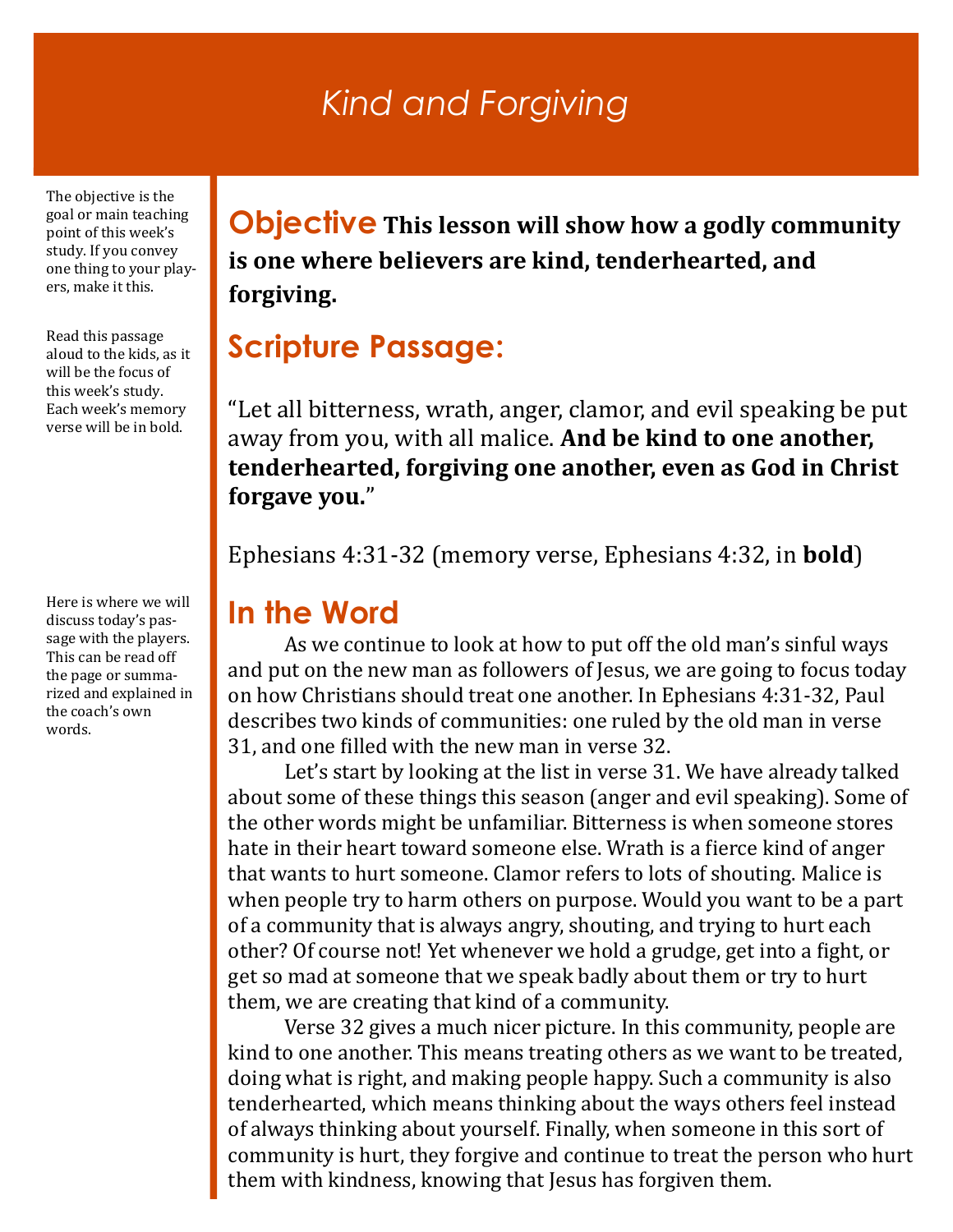# *Kind and Forgiving*

The objective is the goal or main teaching point of this week's study. If you convey one thing to your players, make it this.

## Objective

**This lesson will show how a godly community is one where believers are kind, tenderhearted, and forgiving.**

Read this passage aloud to the kids, as it will be the focus of this week's study. Each week's memory verse will be in bold.

## Scripture Passage:

"Let all bitterness, wrath, anger, clamor, and evil speaking be put away from you, with all malice. **And be kind to one another, tenderhearted, forgiving one another, even as God in Christ forgave you.**"

Ephesians 4:31-32 (memory verse, Ephesians 4:32, in **bold**)

Here is where we will discuss today's passage with the players. This can be read off the page or summarized and explained in the coach's own words.

## In the Word

As we continue to look at how to put off the old man's sinful ways and put on the new man as followers of Jesus, we are going to focus today on how Christians should treat one another. In Ephesians 4:31-32, Paul describes two kinds of communities: one ruled by the old man in verse 31, and one filled with the new man in verse 32.

Let's start by looking at the list in verse 31. We have already talked about some of these things this season (anger and evil speaking). Some of the other words might be unfamiliar. Bitterness is when someone stores hate in their heart toward someone else. Wrath is a fierce kind of anger that wants to hurt someone. Clamor refers to lots of shouting. Malice is when people try to harm others on purpose. Would you want to be a part of a community that is always angry, shouting, and trying to hurt each other? Of course not! Yet whenever we hold a grudge, get into a fight, or get so mad at someone that we speak badly about them or try to hurt them, we are creating that kind of a community.

Verse 32 gives a much nicer picture. In this community, people are kind to one another. This means treating others as we want to be treated, doing what is right, and making people happy. Such a community is also tenderhearted, which means thinking about the ways others feel instead of always thinking about yourself. Finally, when someone in this sort of community is hurt, they forgive and continue to treat the person who hurt them with kindness, knowing that Jesus has forgiven them.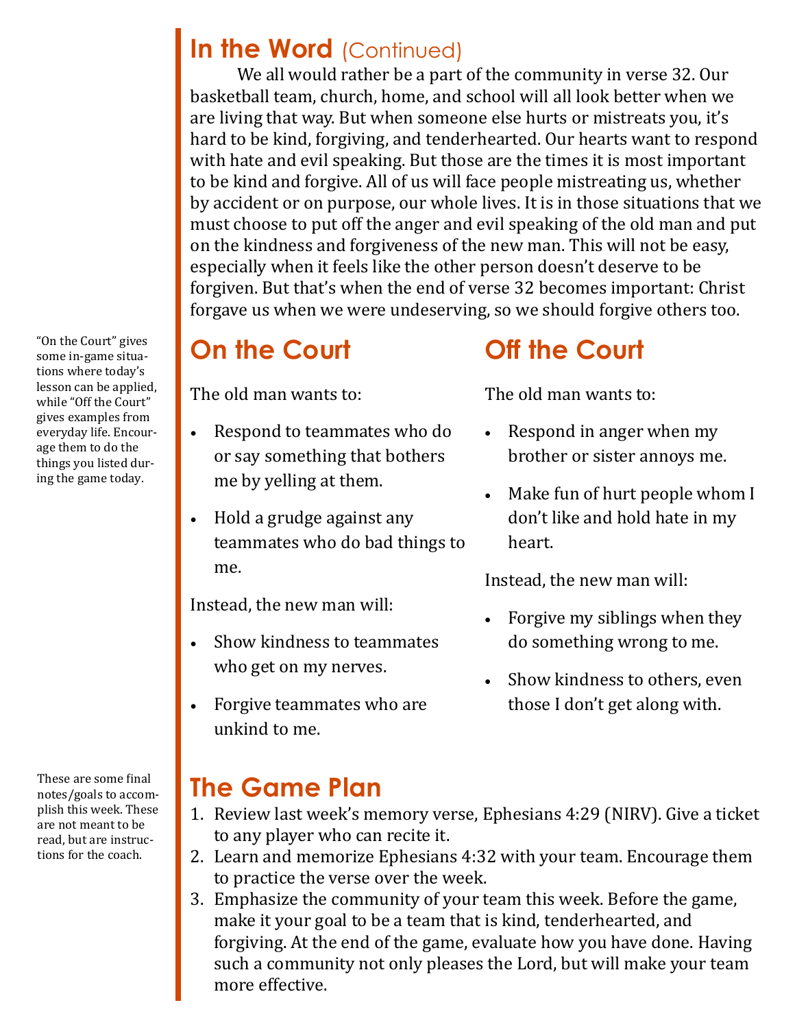## In the Word (Continued)

We all would rather be a part of the community in verse 32. Our basketball team, church, home, and school will all look better when we are living that way. But when someone else hurts or mistreats you, it's hard to be kind, forgiving, and tenderhearted. Our hearts want to respond with hate and evil speaking. But those are the times it is most important to be kind and forgive. All of us will face people mistreating us, whether by accident or on purpose, our whole lives. It is in those situations that we must choose to put off the anger and evil speaking of the old man and put on the kindness and forgiveness of the new man. This will not be easy, especially when it feels like the other person doesn't deserve to be forgiven. But that's when the end of verse 32 becomes important: Christ forgave us when we were undeserving, so we should forgive others too.

"On the Court" gives some in-game situations where today's lesson can be applied, while "Off the Court" gives examples from everyday life. Encourage them to do the things you listed during the game today.

## On the Court

The old man wants to:

- Respond to teammates who do or say something that bothers me by yelling at them.
- Hold a grudge against any teammates who do bad things to me.

Instead, the new man will:

- Show kindness to teammates who get on my nerves.
- Forgive teammates who are unkind to me.

## Off the Court

The old man wants to:

- Respond in anger when my brother or sister annoys me.
- Make fun of hurt people whom I don't like and hold hate in my heart.

Instead, the new man will:

- Forgive my siblings when they do something wrong to me.
- Show kindness to others, even those I don't get along with.

These are some final notes/goals to accomplish this week. These are not meant to be read, but are instructions for the coach.

## The Game Plan

1. Review last week's memory verse, Ephesians 4:29 (NIRV). Give a ticket to any player who can recite it.
2. Learn and memorize Ephesians 4:32 with your team. Encourage them to practice the verse over the week.
3. Emphasize the community of your team this week. Before the game, make it your goal to be a team that is kind, tenderhearted, and forgiving. At the end of the game, evaluate how you have done. Having such a community not only pleases the Lord, but will make your team more effective.